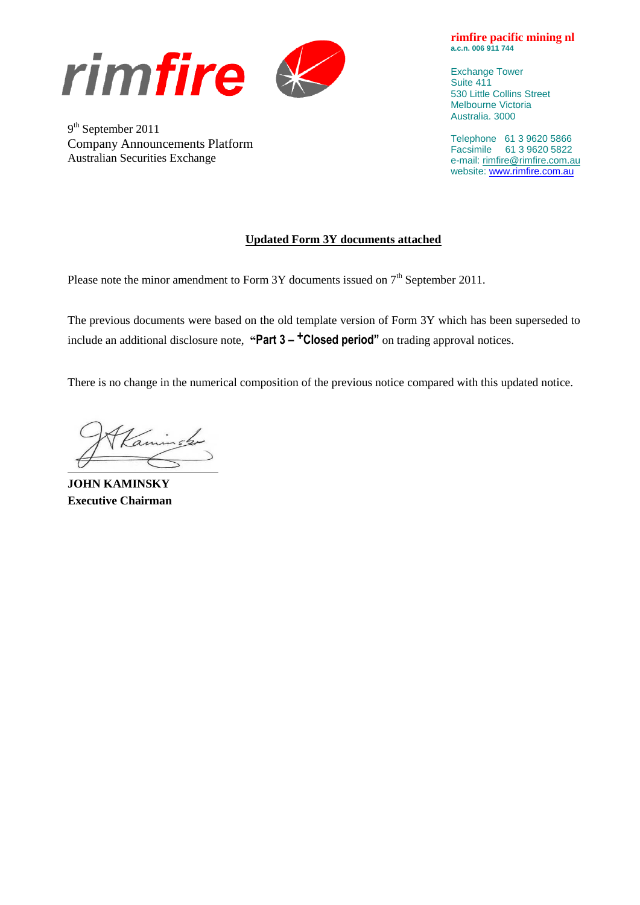rimfire

**rimfire pacific mining nl**
**a.c.n. 006 911 744**

Exchange Tower
Suite 411
530 Little Collins Street
Melbourne Victoria
Australia. 3000

Telephone 61 3 9620 5866
Facsimile 61 3 9620 5822
e-mail: rimfire@rimfire.com.au
website: www.rimfire.com.au

9th September 2011
Company Announcements Platform
Australian Securities Exchange

## Updated Form 3Y documents attached

Please note the minor amendment to Form 3Y documents issued on 7th September 2011.

The previous documents were based on the old template version of Form 3Y which has been superseded to include an additional disclosure note, **"Part 3 – +Closed period"** on trading approval notices.

There is no change in the numerical composition of the previous notice compared with this updated notice.

**JOHN KAMINSKY**
**Executive Chairman**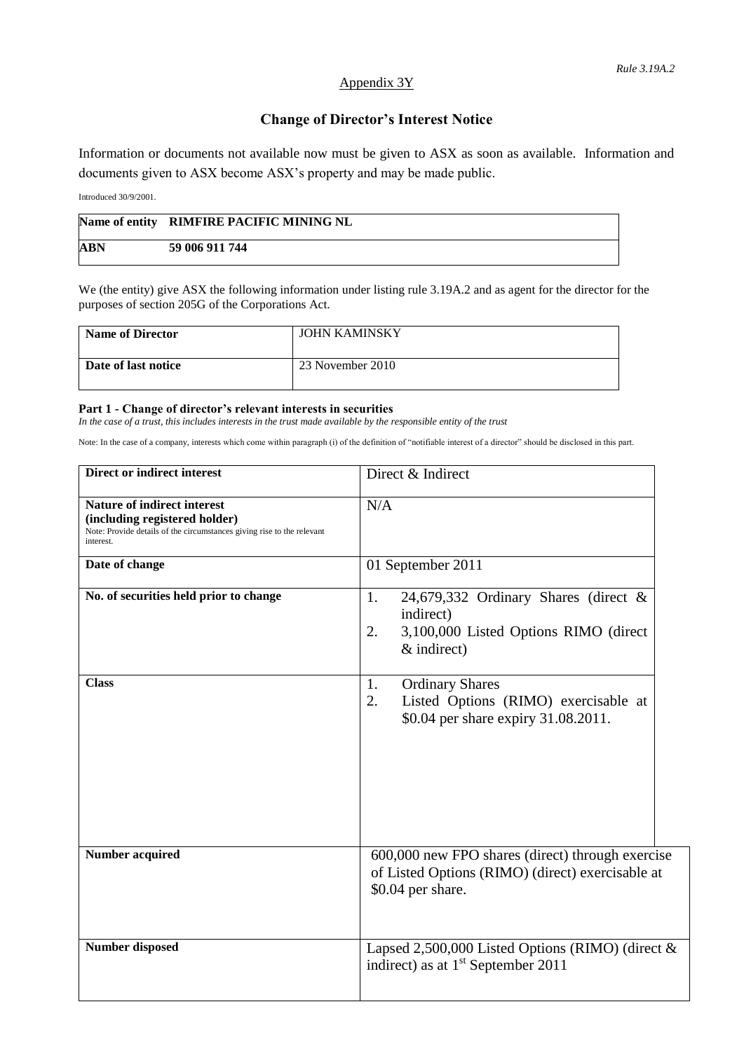*Rule 3.19A.2*

Appendix 3Y

## Change of Director's Interest Notice

Information or documents not available now must be given to ASX as soon as available. Information and documents given to ASX become ASX's property and may be made public.

Introduced 30/9/2001.

| **Name of entity** | **RIMFIRE PACIFIC MINING NL** |
|---|---|
| **ABN** | **59 006 911 744** |

We (the entity) give ASX the following information under listing rule 3.19A.2 and as agent for the director for the purposes of section 205G of the Corporations Act.

| **Name of Director** | JOHN KAMINSKY |
|---|---|
| **Date of last notice** | 23 November 2010 |

#### Part 1 - Change of director's relevant interests in securities

*In the case of a trust, this includes interests in the trust made available by the responsible entity of the trust*

Note: In the case of a company, interests which come within paragraph (i) of the definition of "notifiable interest of a director" should be disclosed in this part.

| **Direct or indirect interest** | Direct & Indirect |
|---|---|
| **Nature of indirect interest (including registered holder)** Note: Provide details of the circumstances giving rise to the relevant interest. | N/A |
| **Date of change** | 01 September 2011 |
| **No. of securities held prior to change** | 1. 24,679,332 Ordinary Shares (direct & indirect)<br>2. 3,100,000 Listed Options RIMO (direct & indirect) |
| **Class** | 1. Ordinary Shares<br>2. Listed Options (RIMO) exercisable at \$0.04 per share expiry 31.08.2011. |
| **Number acquired** | 600,000 new FPO shares (direct) through exercise of Listed Options (RIMO) (direct) exercisable at \$0.04 per share. |
| **Number disposed** | Lapsed 2,500,000 Listed Options (RIMO) (direct & indirect) as at 1st September 2011 |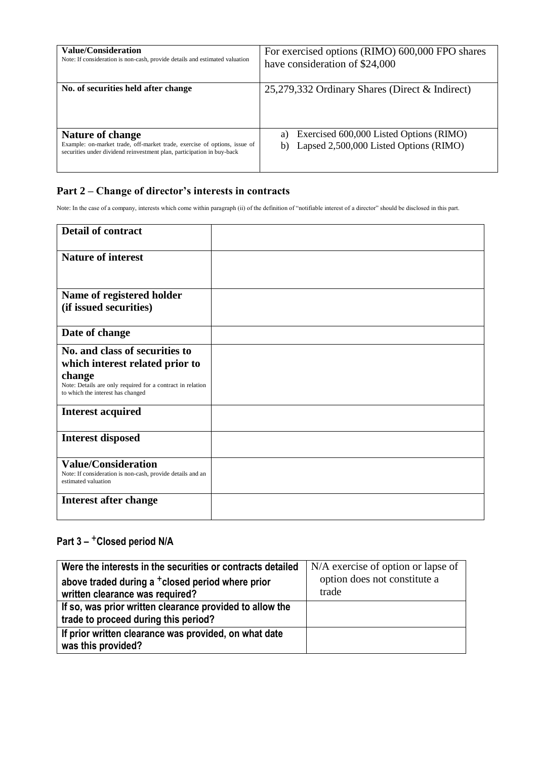| **Value/Consideration**<br>Note: If consideration is non-cash, provide details and estimated valuation | For exercised options (RIMO) 600,000 FPO shares have consideration of $24,000 |
|---|---|
| **No. of securities held after change** | 25,279,332 Ordinary Shares (Direct & Indirect) |
| **Nature of change**<br>Example: on-market trade, off-market trade, exercise of options, issue of securities under dividend reinvestment plan, participation in buy-back | a) Exercised 600,000 Listed Options (RIMO)<br>b) Lapsed 2,500,000 Listed Options (RIMO) |

## Part 2 – Change of director's interests in contracts

Note: In the case of a company, interests which come within paragraph (ii) of the definition of "notifiable interest of a director" should be disclosed in this part.

| **Detail of contract** | |
|---|---|
| **Nature of interest** | |
| **Name of registered holder (if issued securities)** | |
| **Date of change** | |
| **No. and class of securities to which interest related prior to change**<br>Note: Details are only required for a contract in relation to which the interest has changed | |
| **Interest acquired** | |
| **Interest disposed** | |
| **Value/Consideration**<br>Note: If consideration is non-cash, provide details and an estimated valuation | |
| **Interest after change** | |

## Part 3 – +Closed period N/A

| **Were the interests in the securities or contracts detailed above traded during a +closed period where prior written clearance was required?** | N/A exercise of option or lapse of option does not constitute a trade |
|---|---|
| **If so, was prior written clearance provided to allow the trade to proceed during this period?** | |
| **If prior written clearance was provided, on what date was this provided?** | |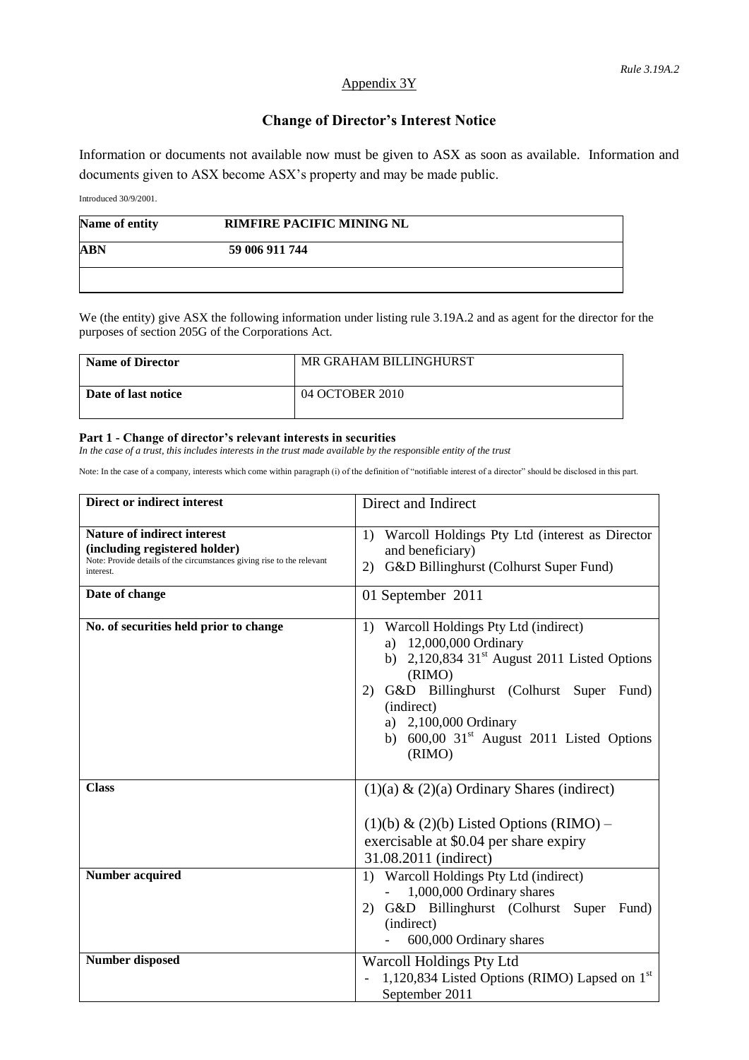*Rule 3.19A.2*

Appendix 3Y

## Change of Director's Interest Notice

Information or documents not available now must be given to ASX as soon as available. Information and documents given to ASX become ASX's property and may be made public.

Introduced 30/9/2001.

| **Name of entity** | **RIMFIRE PACIFIC MINING NL** |
|---|---|
| **ABN** | **59 006 911 744** |
| | |

We (the entity) give ASX the following information under listing rule 3.19A.2 and as agent for the director for the purposes of section 205G of the Corporations Act.

| **Name of Director** | MR GRAHAM BILLINGHURST |
|---|---|
| **Date of last notice** | 04 OCTOBER 2010 |

#### Part 1 - Change of director's relevant interests in securities

*In the case of a trust, this includes interests in the trust made available by the responsible entity of the trust*

Note: In the case of a company, interests which come within paragraph (i) of the definition of "notifiable interest of a director" should be disclosed in this part.

| **Direct or indirect interest** | Direct and Indirect |
|---|---|
| **Nature of indirect interest (including registered holder)**<br>Note: Provide details of the circumstances giving rise to the relevant interest. | 1) Warcoll Holdings Pty Ltd (interest as Director and beneficiary)<br>2) G&D Billinghurst (Colhurst Super Fund) |
| **Date of change** | 01 September 2011 |
| **No. of securities held prior to change** | 1) Warcoll Holdings Pty Ltd (indirect)<br>a) 12,000,000 Ordinary<br>b) 2,120,834 31st August 2011 Listed Options (RIMO)<br>2) G&D Billinghurst (Colhurst Super Fund) (indirect)<br>a) 2,100,000 Ordinary<br>b) 600,00 31st August 2011 Listed Options (RIMO) |
| **Class** | (1)(a) & (2)(a) Ordinary Shares (indirect)<br><br>(1)(b) & (2)(b) Listed Options (RIMO) – exercisable at $0.04 per share expiry 31.08.2011 (indirect) |
| **Number acquired** | 1) Warcoll Holdings Pty Ltd (indirect)<br>- 1,000,000 Ordinary shares<br>2) G&D Billinghurst (Colhurst Super Fund) (indirect)<br>- 600,000 Ordinary shares |
| **Number disposed** | Warcoll Holdings Pty Ltd<br>- 1,120,834 Listed Options (RIMO) Lapsed on 1st September 2011 |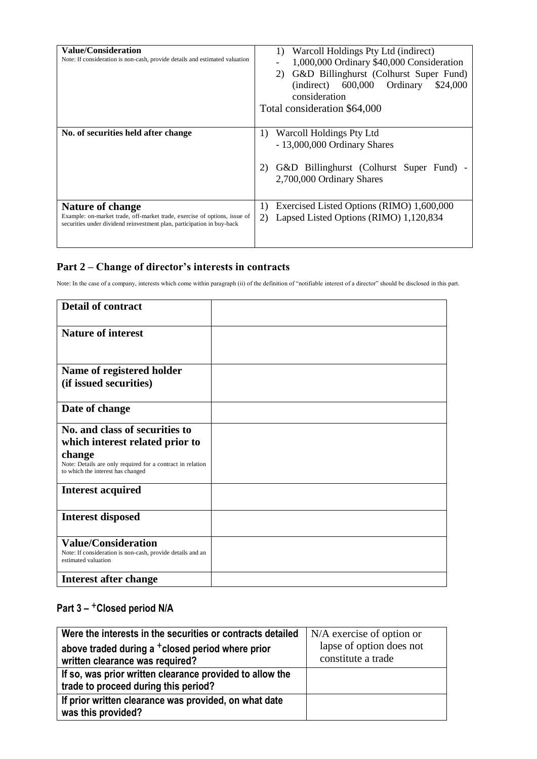| | |
|---|---|
| **Value/Consideration**<br>Note: If consideration is non-cash, provide details and estimated valuation | 1) Warcoll Holdings Pty Ltd (indirect)<br>- 1,000,000 Ordinary $40,000 Consideration<br>2) G&D Billinghurst (Colhurst Super Fund) (indirect) 600,000 Ordinary $24,000 consideration<br>Total consideration $64,000 |
| **No. of securities held after change** | 1) Warcoll Holdings Pty Ltd<br>- 13,000,000 Ordinary Shares<br><br>2) G&D Billinghurst (Colhurst Super Fund) - 2,700,000 Ordinary Shares |
| **Nature of change**<br>Example: on-market trade, off-market trade, exercise of options, issue of securities under dividend reinvestment plan, participation in buy-back | 1) Exercised Listed Options (RIMO) 1,600,000<br>2) Lapsed Listed Options (RIMO) 1,120,834 |

## Part 2 – Change of director's interests in contracts

Note: In the case of a company, interests which come within paragraph (ii) of the definition of "notifiable interest of a director" should be disclosed in this part.

| | |
|---|---|
| **Detail of contract** | |
| **Nature of interest** | |
| **Name of registered holder (if issued securities)** | |
| **Date of change** | |
| **No. and class of securities to which interest related prior to change**<br>Note: Details are only required for a contract in relation to which the interest has changed | |
| **Interest acquired** | |
| **Interest disposed** | |
| **Value/Consideration**<br>Note: If consideration is non-cash, provide details and an estimated valuation | |
| **Interest after change** | |

## Part 3 – +Closed period N/A

| | |
|---|---|
| **Were the interests in the securities or contracts detailed above traded during a +closed period where prior written clearance was required?** | N/A exercise of option or lapse of option does not constitute a trade |
| **If so, was prior written clearance provided to allow the trade to proceed during this period?** | |
| **If prior written clearance was provided, on what date was this provided?** | |